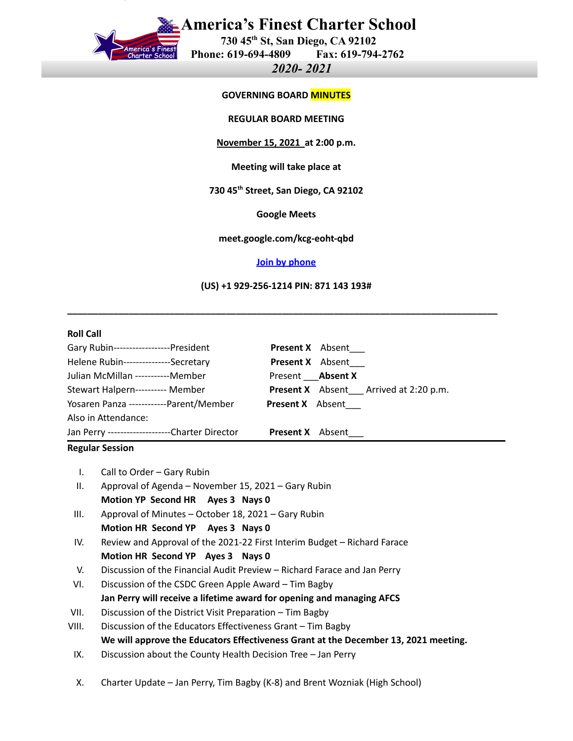# America's Finest Charter School

**730 45th St, San Diego, CA 92102**

**Phone: 619-694-4809 Fax: 619-794-2762**

***2020- 2021***

**GOVERNING BOARD MINUTES**

**REGULAR BOARD MEETING**

**November 15, 2021 at 2:00 p.m.**

**Meeting will take place at**

**730 45th Street, San Diego, CA 92102**

**Google Meets**

**meet.google.com/kcg-eoht-qbd**

**Join by phone**

**(US) +1 929-256-1214 PIN: 871 143 193#**

---

**Roll Call**

| | |
|---|---|
| Gary Rubin------------------President | **Present X** Absent___ |
| Helene Rubin---------------Secretary | **Present X** Absent___ |
| Julian McMillan -----------Member | Present ___**Absent X** |
| Stewart Halpern---------- Member | **Present X** Absent___ Arrived at 2:20 p.m. |
| Yosaren Panza ------------Parent/Member | **Present X** Absent___ |
| Also in Attendance: | |
| Jan Perry --------------------Charter Director | **Present X** Absent___ |

**Regular Session**

I. Call to Order – Gary Rubin

II. Approval of Agenda – November 15, 2021 – Gary Rubin
 **Motion YP Second HR Ayes 3 Nays 0**

III. Approval of Minutes – October 18, 2021 – Gary Rubin
 **Motion HR Second YP Ayes 3 Nays 0**

IV. Review and Approval of the 2021-22 First Interim Budget – Richard Farace
 **Motion HR Second YP Ayes 3 Nays 0**

V. Discussion of the Financial Audit Preview – Richard Farace and Jan Perry

VI. Discussion of the CSDC Green Apple Award – Tim Bagby
 **Jan Perry will receive a lifetime award for opening and managing AFCS**

VII. Discussion of the District Visit Preparation – Tim Bagby

VIII. Discussion of the Educators Effectiveness Grant – Tim Bagby
 **We will approve the Educators Effectiveness Grant at the December 13, 2021 meeting.**

IX. Discussion about the County Health Decision Tree – Jan Perry

X. Charter Update – Jan Perry, Tim Bagby (K-8) and Brent Wozniak (High School)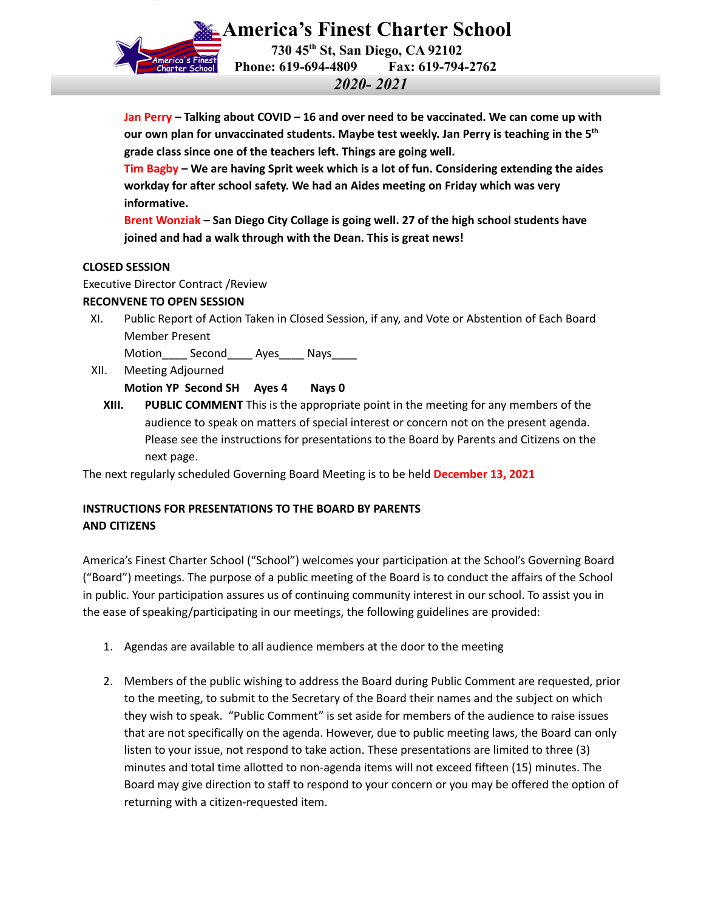**Jan Perry – Talking about COVID – 16 and over need to be vaccinated. We can come up with our own plan for unvaccinated students. Maybe test weekly. Jan Perry is teaching in the 5th grade class since one of the teachers left. Things are going well.**

**Tim Bagby – We are having Sprit week which is a lot of fun. Considering extending the aides workday for after school safety. We had an Aides meeting on Friday which was very informative.**

**Brent Wonziak – San Diego City Collage is going well. 27 of the high school students have joined and had a walk through with the Dean. This is great news!**

**CLOSED SESSION**

Executive Director Contract /Review

**RECONVENE TO OPEN SESSION**

XI. Public Report of Action Taken in Closed Session, if any, and Vote or Abstention of Each Board Member Present

Motion____ Second____ Ayes____ Nays____

XII. Meeting Adjourned

**Motion YP Second SH Ayes 4 Nays 0**

**XIII. PUBLIC COMMENT** This is the appropriate point in the meeting for any members of the audience to speak on matters of special interest or concern not on the present agenda. Please see the instructions for presentations to the Board by Parents and Citizens on the next page.

The next regularly scheduled Governing Board Meeting is to be held **December 13, 2021**

**INSTRUCTIONS FOR PRESENTATIONS TO THE BOARD BY PARENTS AND CITIZENS**

America's Finest Charter School ("School") welcomes your participation at the School's Governing Board ("Board") meetings. The purpose of a public meeting of the Board is to conduct the affairs of the School in public. Your participation assures us of continuing community interest in our school. To assist you in the ease of speaking/participating in our meetings, the following guidelines are provided:

1. Agendas are available to all audience members at the door to the meeting

2. Members of the public wishing to address the Board during Public Comment are requested, prior to the meeting, to submit to the Secretary of the Board their names and the subject on which they wish to speak. "Public Comment" is set aside for members of the audience to raise issues that are not specifically on the agenda. However, due to public meeting laws, the Board can only listen to your issue, not respond to take action. These presentations are limited to three (3) minutes and total time allotted to non-agenda items will not exceed fifteen (15) minutes. The Board may give direction to staff to respond to your concern or you may be offered the option of returning with a citizen-requested item.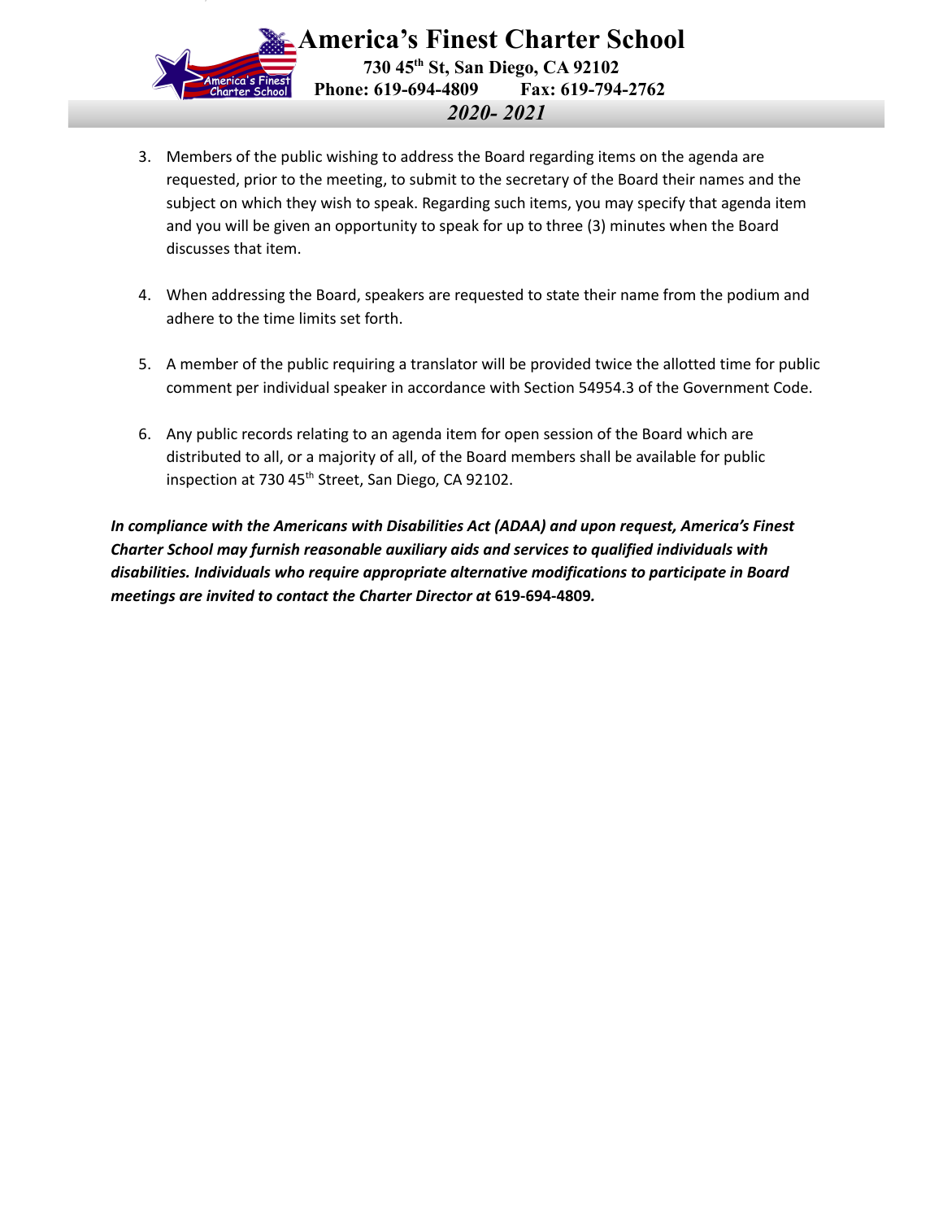3. Members of the public wishing to address the Board regarding items on the agenda are requested, prior to the meeting, to submit to the secretary of the Board their names and the subject on which they wish to speak. Regarding such items, you may specify that agenda item and you will be given an opportunity to speak for up to three (3) minutes when the Board discusses that item.

4. When addressing the Board, speakers are requested to state their name from the podium and adhere to the time limits set forth.

5. A member of the public requiring a translator will be provided twice the allotted time for public comment per individual speaker in accordance with Section 54954.3 of the Government Code.

6. Any public records relating to an agenda item for open session of the Board which are distributed to all, or a majority of all, of the Board members shall be available for public inspection at 730 45th Street, San Diego, CA 92102.

***In compliance with the Americans with Disabilities Act (ADAA) and upon request, America's Finest Charter School may furnish reasonable auxiliary aids and services to qualified individuals with disabilities. Individuals who require appropriate alternative modifications to participate in Board meetings are invited to contact the Charter Director at* 619-694-4809*.***